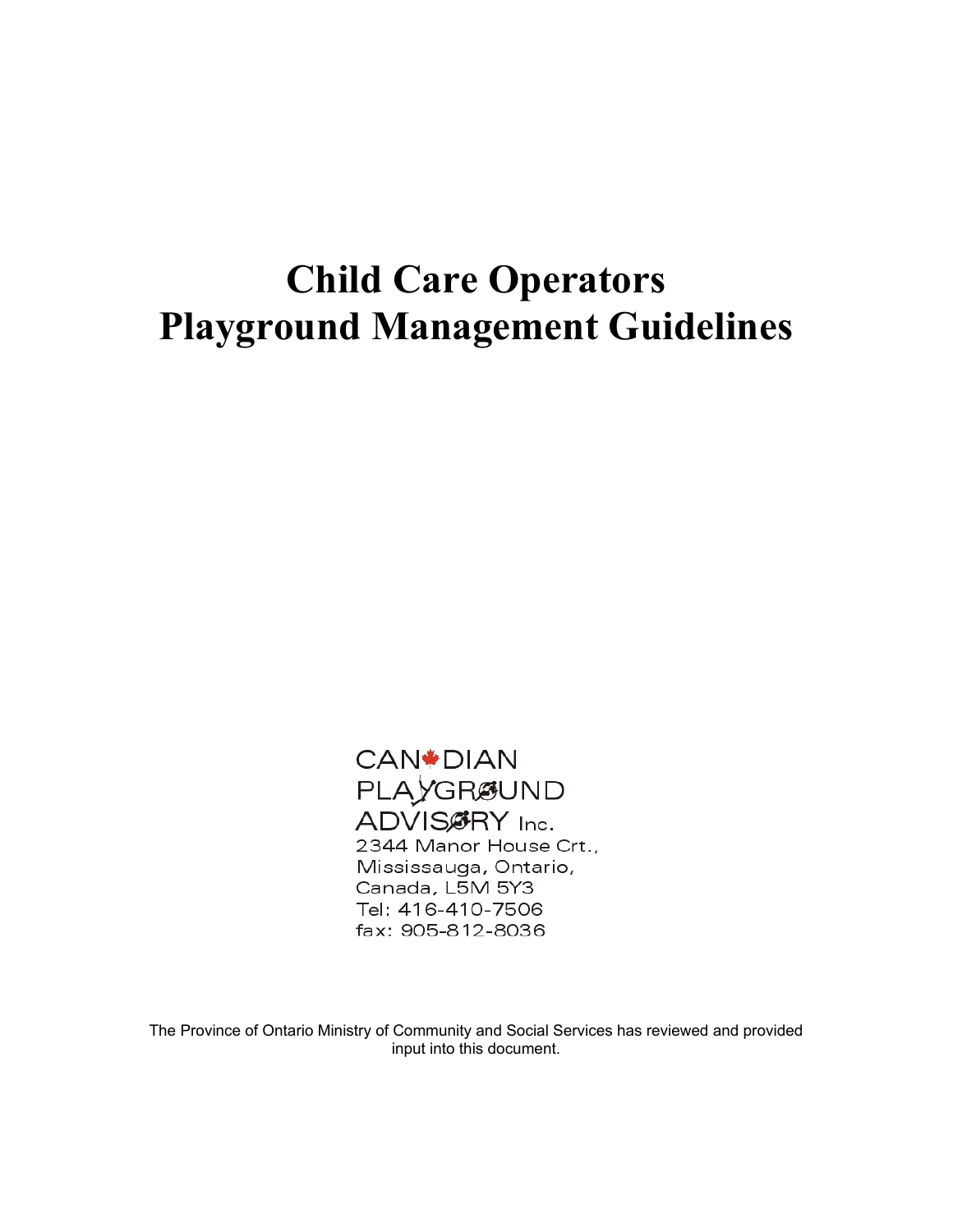# Child Care Operators Playground Management Guidelines

CANADIAN PLAYGROUND ADVISORY Inc.
2344 Manor House Crt.,
Mississauga, Ontario,
Canada, L5M 5Y3
Tel: 416-410-7506
fax: 905-812-8036

The Province of Ontario Ministry of Community and Social Services has reviewed and provided input into this document.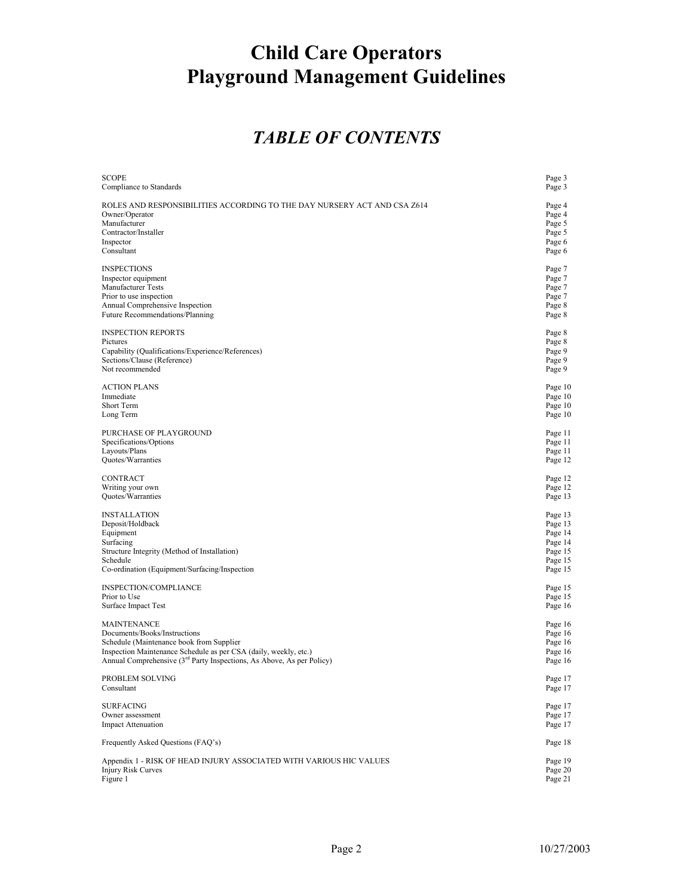# Child Care Operators
# Playground Management Guidelines

## *TABLE OF CONTENTS*

| | |
|---|---|
| SCOPE | Page 3 |
| Compliance to Standards | Page 3 |
| | |
| ROLES AND RESPONSIBILITIES ACCORDING TO THE DAY NURSERY ACT AND CSA Z614 | Page 4 |
| Owner/Operator | Page 4 |
| Manufacturer | Page 5 |
| Contractor/Installer | Page 5 |
| Inspector | Page 6 |
| Consultant | Page 6 |
| | |
| INSPECTIONS | Page 7 |
| Inspector equipment | Page 7 |
| Manufacturer Tests | Page 7 |
| Prior to use inspection | Page 7 |
| Annual Comprehensive Inspection | Page 8 |
| Future Recommendations/Planning | Page 8 |
| | |
| INSPECTION REPORTS | Page 8 |
| Pictures | Page 8 |
| Capability (Qualifications/Experience/References) | Page 9 |
| Sections/Clause (Reference) | Page 9 |
| Not recommended | Page 9 |
| | |
| ACTION PLANS | Page 10 |
| Immediate | Page 10 |
| Short Term | Page 10 |
| Long Term | Page 10 |
| | |
| PURCHASE OF PLAYGROUND | Page 11 |
| Specifications/Options | Page 11 |
| Layouts/Plans | Page 11 |
| Quotes/Warranties | Page 12 |
| | |
| CONTRACT | Page 12 |
| Writing your own | Page 12 |
| Quotes/Warranties | Page 13 |
| | |
| INSTALLATION | Page 13 |
| Deposit/Holdback | Page 13 |
| Equipment | Page 14 |
| Surfacing | Page 14 |
| Structure Integrity (Method of Installation) | Page 15 |
| Schedule | Page 15 |
| Co-ordination (Equipment/Surfacing/Inspection | Page 15 |
| | |
| INSPECTION/COMPLIANCE | Page 15 |
| Prior to Use | Page 15 |
| Surface Impact Test | Page 16 |
| | |
| MAINTENANCE | Page 16 |
| Documents/Books/Instructions | Page 16 |
| Schedule (Maintenance book from Supplier | Page 16 |
| Inspection Maintenance Schedule as per CSA (daily, weekly, etc.) | Page 16 |
| Annual Comprehensive (3rd Party Inspections, As Above, As per Policy) | Page 16 |
| | |
| PROBLEM SOLVING | Page 17 |
| Consultant | Page 17 |
| | |
| SURFACING | Page 17 |
| Owner assessment | Page 17 |
| Impact Attenuation | Page 17 |
| | |
| Frequently Asked Questions (FAQ's) | Page 18 |
| | |
| Appendix 1 - RISK OF HEAD INJURY ASSOCIATED WITH VARIOUS HIC VALUES | Page 19 |
| Injury Risk Curves | Page 20 |
| Figure 1 | Page 21 |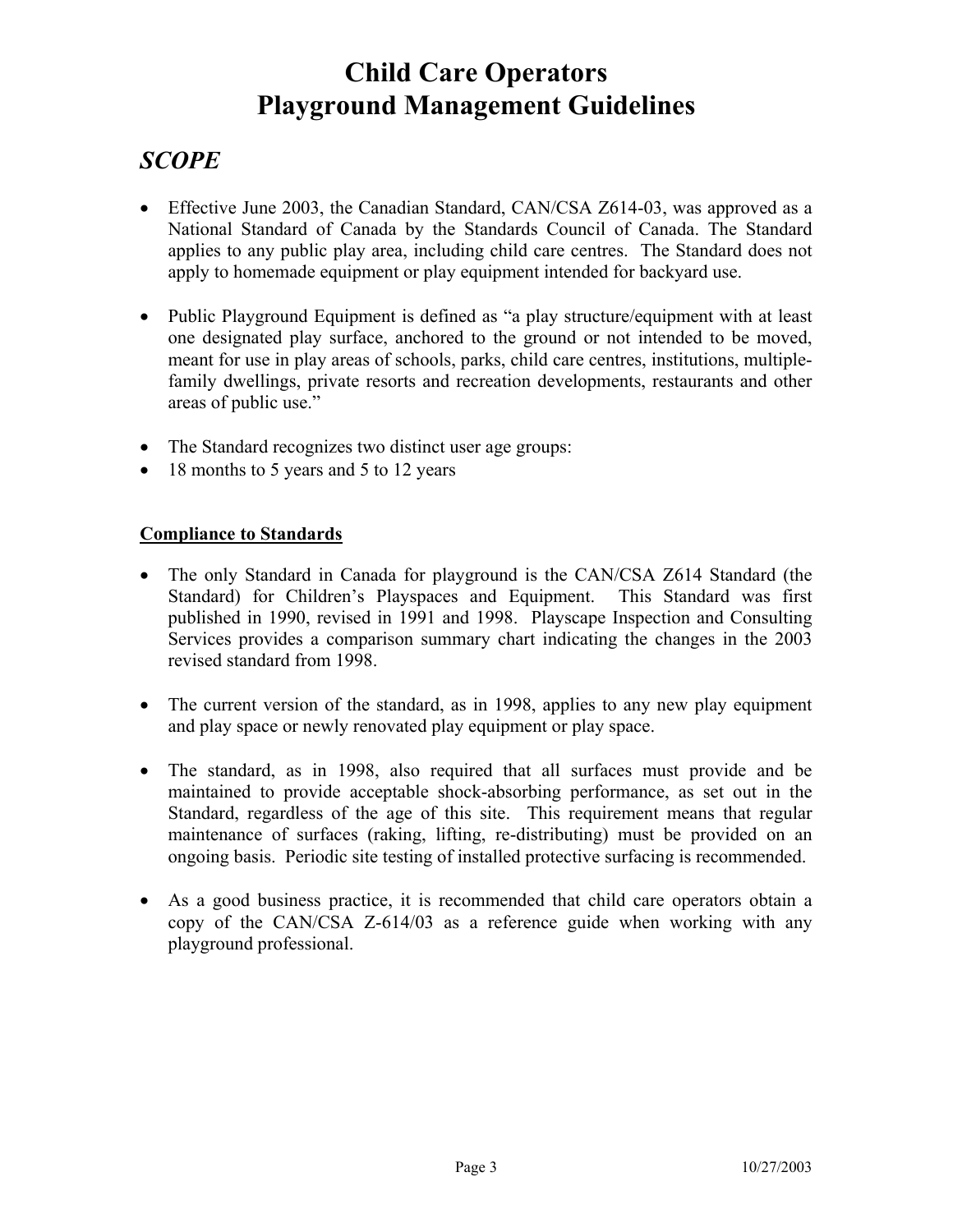# Child Care Operators
# Playground Management Guidelines

## *SCOPE*

- Effective June 2003, the Canadian Standard, CAN/CSA Z614-03, was approved as a National Standard of Canada by the Standards Council of Canada. The Standard applies to any public play area, including child care centres. The Standard does not apply to homemade equipment or play equipment intended for backyard use.

- Public Playground Equipment is defined as "a play structure/equipment with at least one designated play surface, anchored to the ground or not intended to be moved, meant for use in play areas of schools, parks, child care centres, institutions, multiple-family dwellings, private resorts and recreation developments, restaurants and other areas of public use."

- The Standard recognizes two distinct user age groups:
- 18 months to 5 years and 5 to 12 years

**Compliance to Standards**

- The only Standard in Canada for playground is the CAN/CSA Z614 Standard (the Standard) for Children's Playspaces and Equipment. This Standard was first published in 1990, revised in 1991 and 1998. Playscape Inspection and Consulting Services provides a comparison summary chart indicating the changes in the 2003 revised standard from 1998.

- The current version of the standard, as in 1998, applies to any new play equipment and play space or newly renovated play equipment or play space.

- The standard, as in 1998, also required that all surfaces must provide and be maintained to provide acceptable shock-absorbing performance, as set out in the Standard, regardless of the age of this site. This requirement means that regular maintenance of surfaces (raking, lifting, re-distributing) must be provided on an ongoing basis. Periodic site testing of installed protective surfacing is recommended.

- As a good business practice, it is recommended that child care operators obtain a copy of the CAN/CSA Z-614/03 as a reference guide when working with any playground professional.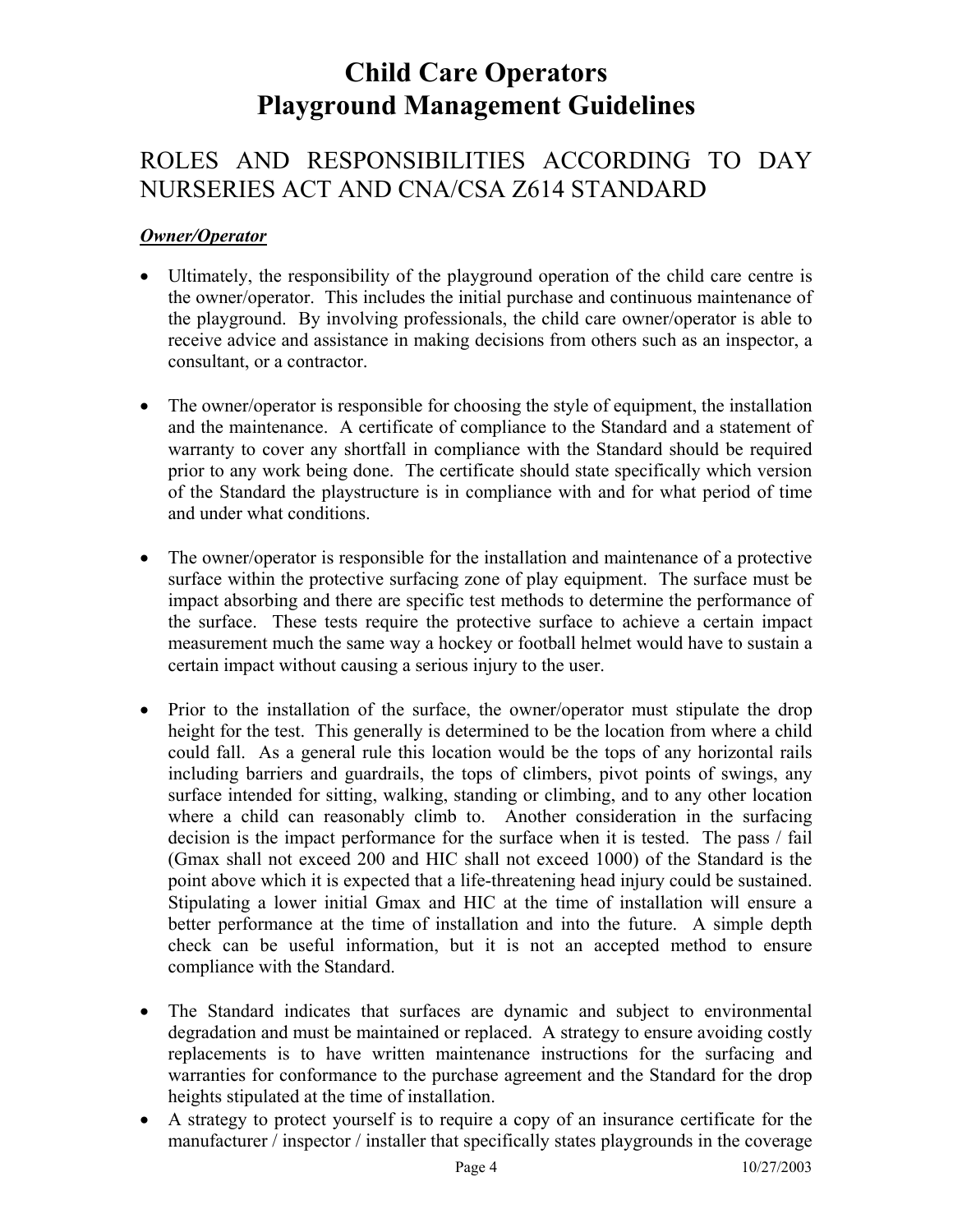# Child Care Operators
# Playground Management Guidelines

## ROLES AND RESPONSIBILITIES ACCORDING TO DAY NURSERIES ACT AND CNA/CSA Z614 STANDARD

***Owner/Operator***

- Ultimately, the responsibility of the playground operation of the child care centre is the owner/operator. This includes the initial purchase and continuous maintenance of the playground. By involving professionals, the child care owner/operator is able to receive advice and assistance in making decisions from others such as an inspector, a consultant, or a contractor.

- The owner/operator is responsible for choosing the style of equipment, the installation and the maintenance. A certificate of compliance to the Standard and a statement of warranty to cover any shortfall in compliance with the Standard should be required prior to any work being done. The certificate should state specifically which version of the Standard the playstructure is in compliance with and for what period of time and under what conditions.

- The owner/operator is responsible for the installation and maintenance of a protective surface within the protective surfacing zone of play equipment. The surface must be impact absorbing and there are specific test methods to determine the performance of the surface. These tests require the protective surface to achieve a certain impact measurement much the same way a hockey or football helmet would have to sustain a certain impact without causing a serious injury to the user.

- Prior to the installation of the surface, the owner/operator must stipulate the drop height for the test. This generally is determined to be the location from where a child could fall. As a general rule this location would be the tops of any horizontal rails including barriers and guardrails, the tops of climbers, pivot points of swings, any surface intended for sitting, walking, standing or climbing, and to any other location where a child can reasonably climb to. Another consideration in the surfacing decision is the impact performance for the surface when it is tested. The pass / fail (Gmax shall not exceed 200 and HIC shall not exceed 1000) of the Standard is the point above which it is expected that a life-threatening head injury could be sustained. Stipulating a lower initial Gmax and HIC at the time of installation will ensure a better performance at the time of installation and into the future. A simple depth check can be useful information, but it is not an accepted method to ensure compliance with the Standard.

- The Standard indicates that surfaces are dynamic and subject to environmental degradation and must be maintained or replaced. A strategy to ensure avoiding costly replacements is to have written maintenance instructions for the surfacing and warranties for conformance to the purchase agreement and the Standard for the drop heights stipulated at the time of installation.
- A strategy to protect yourself is to require a copy of an insurance certificate for the manufacturer / inspector / installer that specifically states playgrounds in the coverage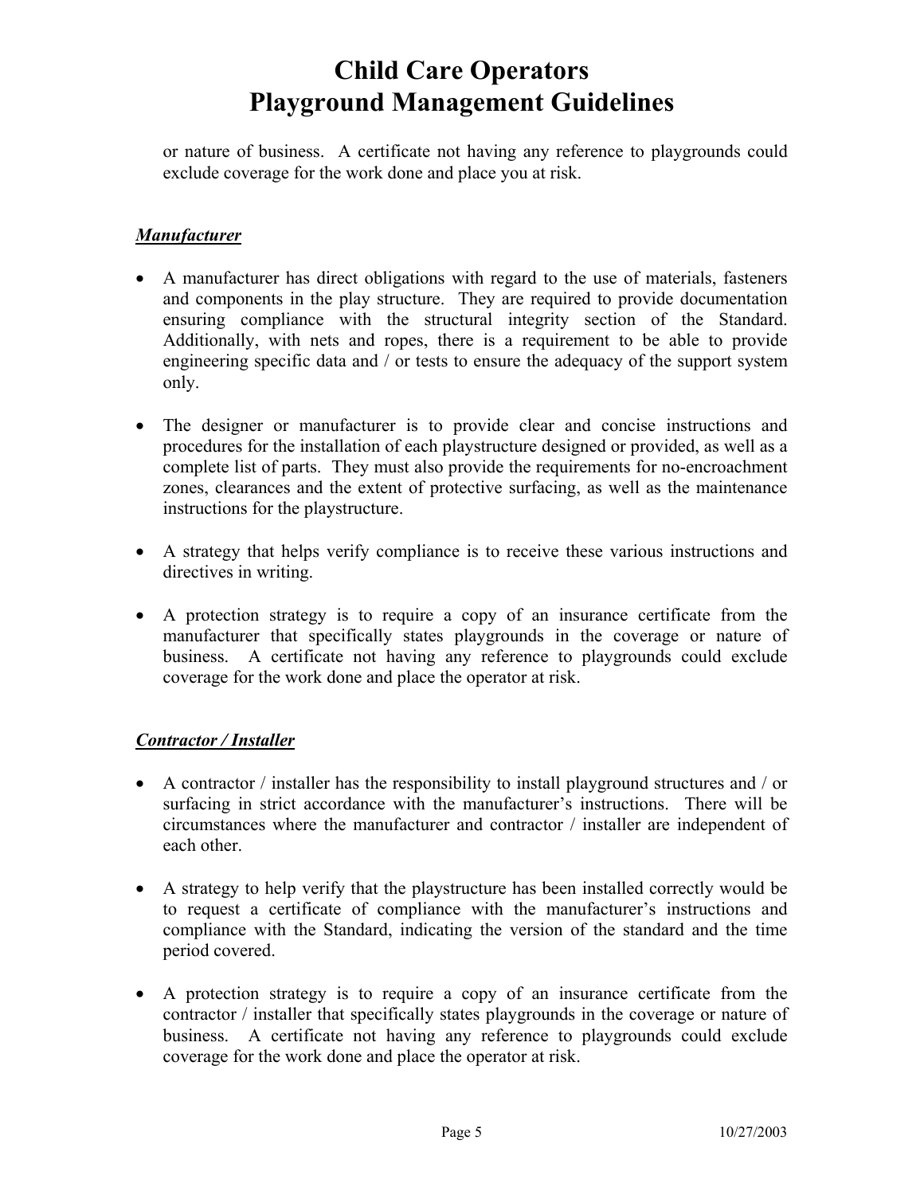or nature of business. A certificate not having any reference to playgrounds could exclude coverage for the work done and place you at risk.

### ***Manufacturer***

- A manufacturer has direct obligations with regard to the use of materials, fasteners and components in the play structure. They are required to provide documentation ensuring compliance with the structural integrity section of the Standard. Additionally, with nets and ropes, there is a requirement to be able to provide engineering specific data and / or tests to ensure the adequacy of the support system only.

- The designer or manufacturer is to provide clear and concise instructions and procedures for the installation of each playstructure designed or provided, as well as a complete list of parts. They must also provide the requirements for no-encroachment zones, clearances and the extent of protective surfacing, as well as the maintenance instructions for the playstructure.

- A strategy that helps verify compliance is to receive these various instructions and directives in writing.

- A protection strategy is to require a copy of an insurance certificate from the manufacturer that specifically states playgrounds in the coverage or nature of business. A certificate not having any reference to playgrounds could exclude coverage for the work done and place the operator at risk.

### ***Contractor / Installer***

- A contractor / installer has the responsibility to install playground structures and / or surfacing in strict accordance with the manufacturer's instructions. There will be circumstances where the manufacturer and contractor / installer are independent of each other.

- A strategy to help verify that the playstructure has been installed correctly would be to request a certificate of compliance with the manufacturer's instructions and compliance with the Standard, indicating the version of the standard and the time period covered.

- A protection strategy is to require a copy of an insurance certificate from the contractor / installer that specifically states playgrounds in the coverage or nature of business. A certificate not having any reference to playgrounds could exclude coverage for the work done and place the operator at risk.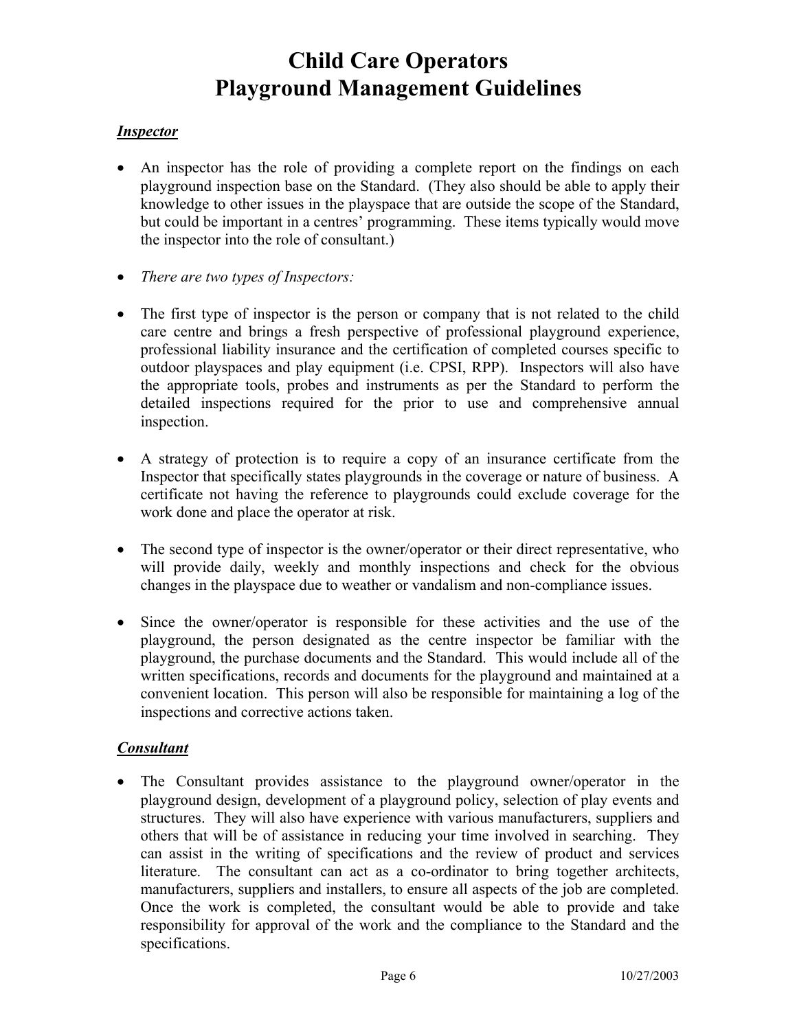# Child Care Operators
# Playground Management Guidelines

***Inspector***

- An inspector has the role of providing a complete report on the findings on each playground inspection base on the Standard. (They also should be able to apply their knowledge to other issues in the playspace that are outside the scope of the Standard, but could be important in a centres' programming. These items typically would move the inspector into the role of consultant.)

- *There are two types of Inspectors:*

- The first type of inspector is the person or company that is not related to the child care centre and brings a fresh perspective of professional playground experience, professional liability insurance and the certification of completed courses specific to outdoor playspaces and play equipment (i.e. CPSI, RPP). Inspectors will also have the appropriate tools, probes and instruments as per the Standard to perform the detailed inspections required for the prior to use and comprehensive annual inspection.

- A strategy of protection is to require a copy of an insurance certificate from the Inspector that specifically states playgrounds in the coverage or nature of business. A certificate not having the reference to playgrounds could exclude coverage for the work done and place the operator at risk.

- The second type of inspector is the owner/operator or their direct representative, who will provide daily, weekly and monthly inspections and check for the obvious changes in the playspace due to weather or vandalism and non-compliance issues.

- Since the owner/operator is responsible for these activities and the use of the playground, the person designated as the centre inspector be familiar with the playground, the purchase documents and the Standard. This would include all of the written specifications, records and documents for the playground and maintained at a convenient location. This person will also be responsible for maintaining a log of the inspections and corrective actions taken.

***Consultant***

- The Consultant provides assistance to the playground owner/operator in the playground design, development of a playground policy, selection of play events and structures. They will also have experience with various manufacturers, suppliers and others that will be of assistance in reducing your time involved in searching. They can assist in the writing of specifications and the review of product and services literature. The consultant can act as a co-ordinator to bring together architects, manufacturers, suppliers and installers, to ensure all aspects of the job are completed. Once the work is completed, the consultant would be able to provide and take responsibility for approval of the work and the compliance to the Standard and the specifications.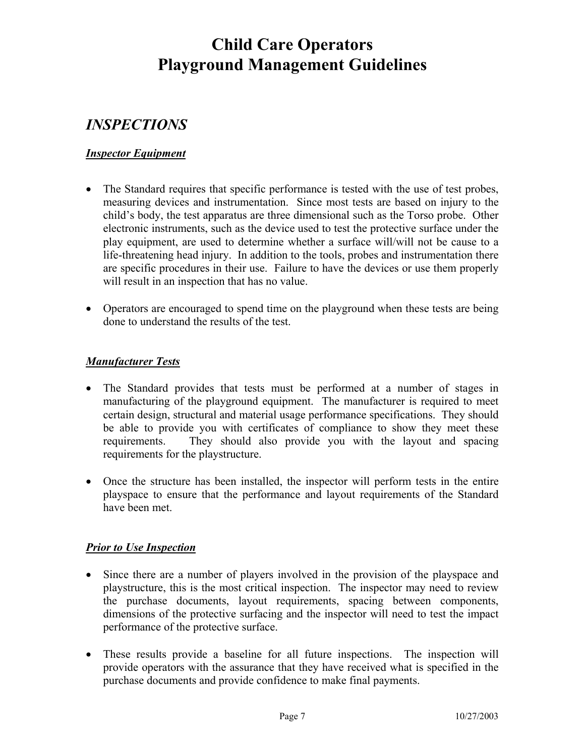# Child Care Operators
# Playground Management Guidelines

## *INSPECTIONS*

### ***Inspector Equipment***

- The Standard requires that specific performance is tested with the use of test probes, measuring devices and instrumentation. Since most tests are based on injury to the child's body, the test apparatus are three dimensional such as the Torso probe. Other electronic instruments, such as the device used to test the protective surface under the play equipment, are used to determine whether a surface will/will not be cause to a life-threatening head injury. In addition to the tools, probes and instrumentation there are specific procedures in their use. Failure to have the devices or use them properly will result in an inspection that has no value.

- Operators are encouraged to spend time on the playground when these tests are being done to understand the results of the test.

### ***Manufacturer Tests***

- The Standard provides that tests must be performed at a number of stages in manufacturing of the playground equipment. The manufacturer is required to meet certain design, structural and material usage performance specifications. They should be able to provide you with certificates of compliance to show they meet these requirements. They should also provide you with the layout and spacing requirements for the playstructure.

- Once the structure has been installed, the inspector will perform tests in the entire playspace to ensure that the performance and layout requirements of the Standard have been met.

### ***Prior to Use Inspection***

- Since there are a number of players involved in the provision of the playspace and playstructure, this is the most critical inspection. The inspector may need to review the purchase documents, layout requirements, spacing between components, dimensions of the protective surfacing and the inspector will need to test the impact performance of the protective surface.

- These results provide a baseline for all future inspections. The inspection will provide operators with the assurance that they have received what is specified in the purchase documents and provide confidence to make final payments.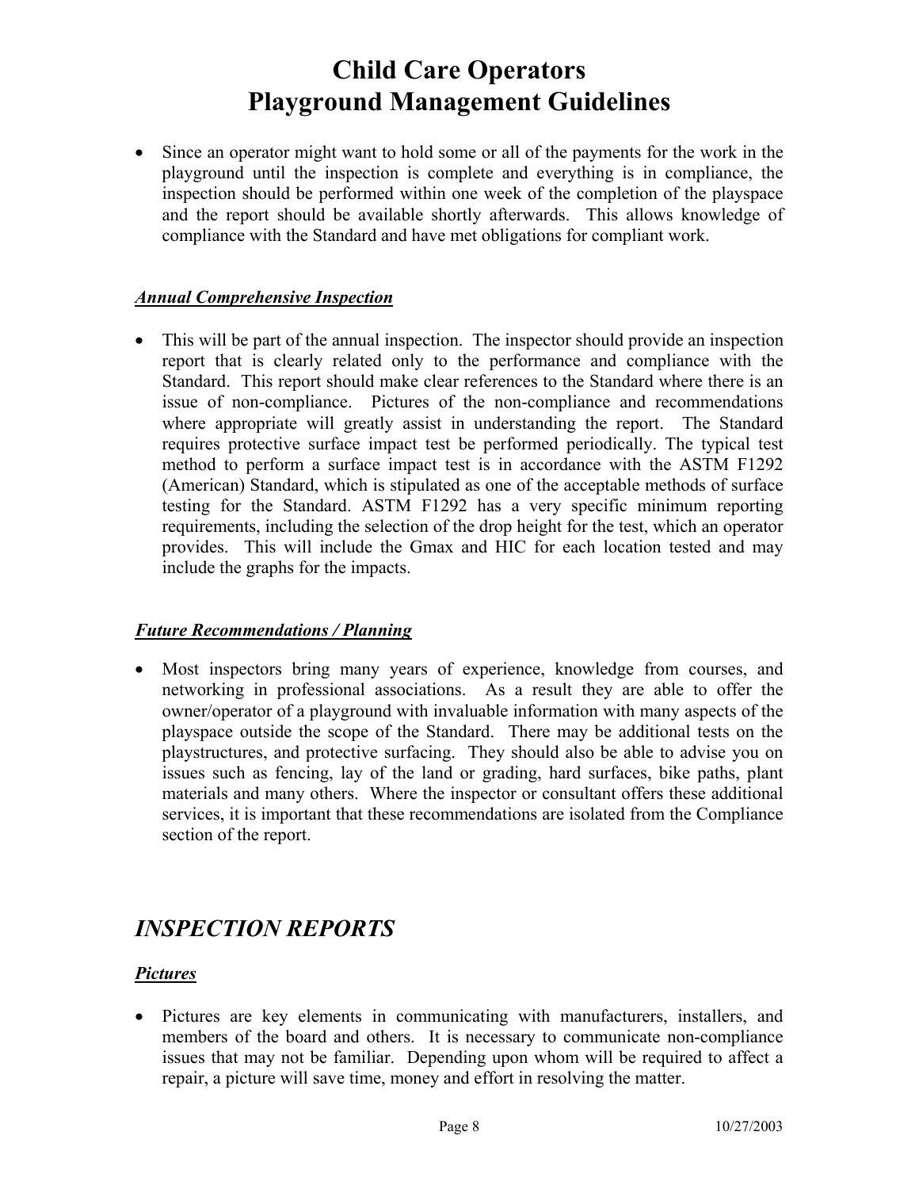# Child Care Operators Playground Management Guidelines

- Since an operator might want to hold some or all of the payments for the work in the playground until the inspection is complete and everything is in compliance, the inspection should be performed within one week of the completion of the playspace and the report should be available shortly afterwards. This allows knowledge of compliance with the Standard and have met obligations for compliant work.

### *Annual Comprehensive Inspection*

- This will be part of the annual inspection. The inspector should provide an inspection report that is clearly related only to the performance and compliance with the Standard. This report should make clear references to the Standard where there is an issue of non-compliance. Pictures of the non-compliance and recommendations where appropriate will greatly assist in understanding the report. The Standard requires protective surface impact test be performed periodically. The typical test method to perform a surface impact test is in accordance with the ASTM F1292 (American) Standard, which is stipulated as one of the acceptable methods of surface testing for the Standard. ASTM F1292 has a very specific minimum reporting requirements, including the selection of the drop height for the test, which an operator provides. This will include the Gmax and HIC for each location tested and may include the graphs for the impacts.

### *Future Recommendations / Planning*

- Most inspectors bring many years of experience, knowledge from courses, and networking in professional associations. As a result they are able to offer the owner/operator of a playground with invaluable information with many aspects of the playspace outside the scope of the Standard. There may be additional tests on the playstructures, and protective surfacing. They should also be able to advise you on issues such as fencing, lay of the land or grading, hard surfaces, bike paths, plant materials and many others. Where the inspector or consultant offers these additional services, it is important that these recommendations are isolated from the Compliance section of the report.

## *INSPECTION REPORTS*

### *Pictures*

- Pictures are key elements in communicating with manufacturers, installers, and members of the board and others. It is necessary to communicate non-compliance issues that may not be familiar. Depending upon whom will be required to affect a repair, a picture will save time, money and effort in resolving the matter.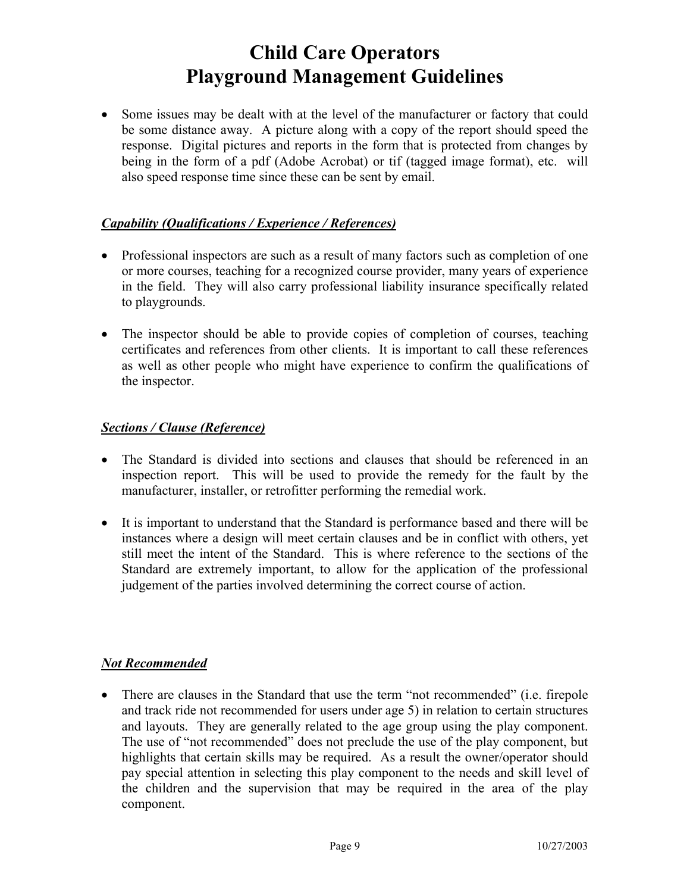# Child Care Operators
# Playground Management Guidelines

- Some issues may be dealt with at the level of the manufacturer or factory that could be some distance away. A picture along with a copy of the report should speed the response. Digital pictures and reports in the form that is protected from changes by being in the form of a pdf (Adobe Acrobat) or tif (tagged image format), etc. will also speed response time since these can be sent by email.

***Capability (Qualifications / Experience / References)***

- Professional inspectors are such as a result of many factors such as completion of one or more courses, teaching for a recognized course provider, many years of experience in the field. They will also carry professional liability insurance specifically related to playgrounds.

- The inspector should be able to provide copies of completion of courses, teaching certificates and references from other clients. It is important to call these references as well as other people who might have experience to confirm the qualifications of the inspector.

***Sections / Clause (Reference)***

- The Standard is divided into sections and clauses that should be referenced in an inspection report. This will be used to provide the remedy for the fault by the manufacturer, installer, or retrofitter performing the remedial work.

- It is important to understand that the Standard is performance based and there will be instances where a design will meet certain clauses and be in conflict with others, yet still meet the intent of the Standard. This is where reference to the sections of the Standard are extremely important, to allow for the application of the professional judgement of the parties involved determining the correct course of action.

***Not Recommended***

- There are clauses in the Standard that use the term "not recommended" (i.e. firepole and track ride not recommended for users under age 5) in relation to certain structures and layouts. They are generally related to the age group using the play component. The use of "not recommended" does not preclude the use of the play component, but highlights that certain skills may be required. As a result the owner/operator should pay special attention in selecting this play component to the needs and skill level of the children and the supervision that may be required in the area of the play component.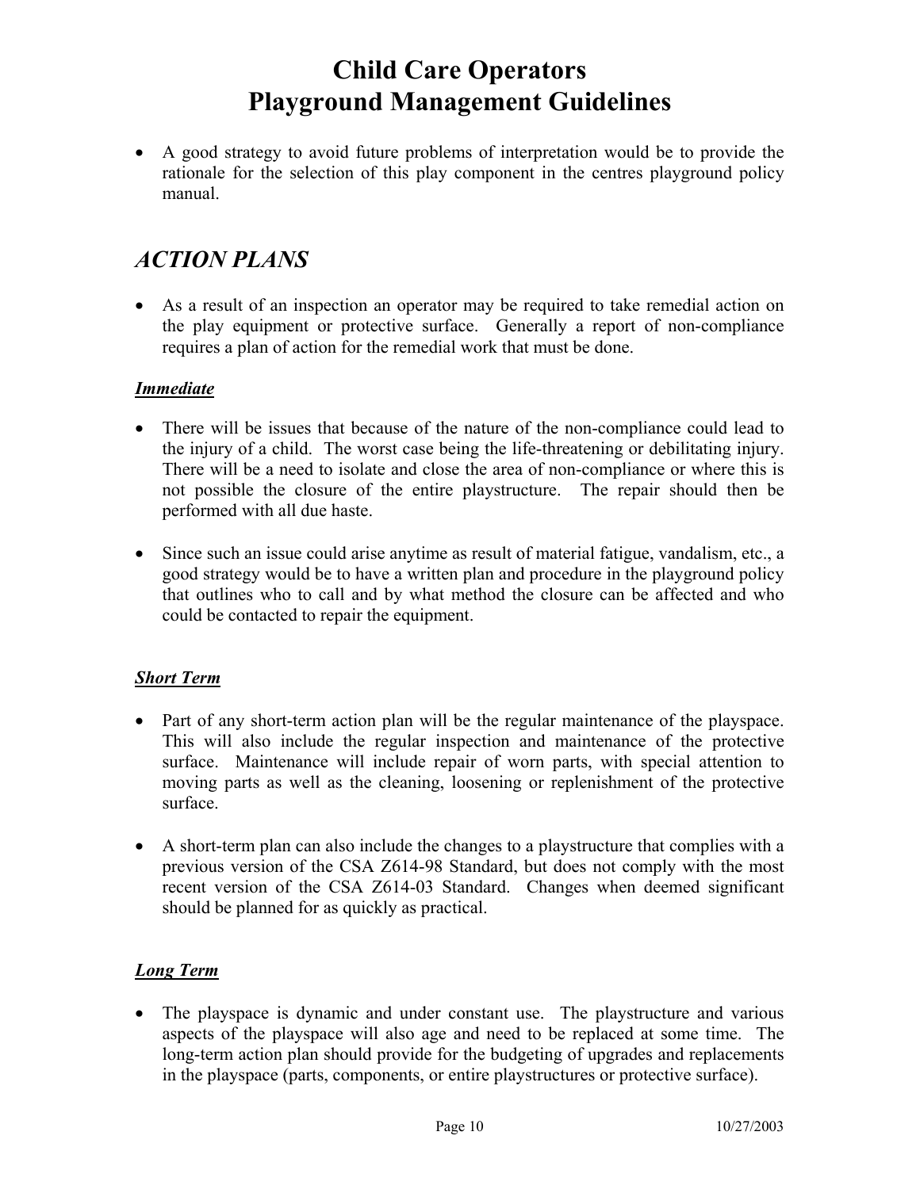# Child Care Operators Playground Management Guidelines

- A good strategy to avoid future problems of interpretation would be to provide the rationale for the selection of this play component in the centres playground policy manual.

## *ACTION PLANS*

- As a result of an inspection an operator may be required to take remedial action on the play equipment or protective surface. Generally a report of non-compliance requires a plan of action for the remedial work that must be done.

### ***Immediate***

- There will be issues that because of the nature of the non-compliance could lead to the injury of a child. The worst case being the life-threatening or debilitating injury. There will be a need to isolate and close the area of non-compliance or where this is not possible the closure of the entire playstructure. The repair should then be performed with all due haste.

- Since such an issue could arise anytime as result of material fatigue, vandalism, etc., a good strategy would be to have a written plan and procedure in the playground policy that outlines who to call and by what method the closure can be affected and who could be contacted to repair the equipment.

### ***Short Term***

- Part of any short-term action plan will be the regular maintenance of the playspace. This will also include the regular inspection and maintenance of the protective surface. Maintenance will include repair of worn parts, with special attention to moving parts as well as the cleaning, loosening or replenishment of the protective surface.

- A short-term plan can also include the changes to a playstructure that complies with a previous version of the CSA Z614-98 Standard, but does not comply with the most recent version of the CSA Z614-03 Standard. Changes when deemed significant should be planned for as quickly as practical.

### ***Long Term***

- The playspace is dynamic and under constant use. The playstructure and various aspects of the playspace will also age and need to be replaced at some time. The long-term action plan should provide for the budgeting of upgrades and replacements in the playspace (parts, components, or entire playstructures or protective surface).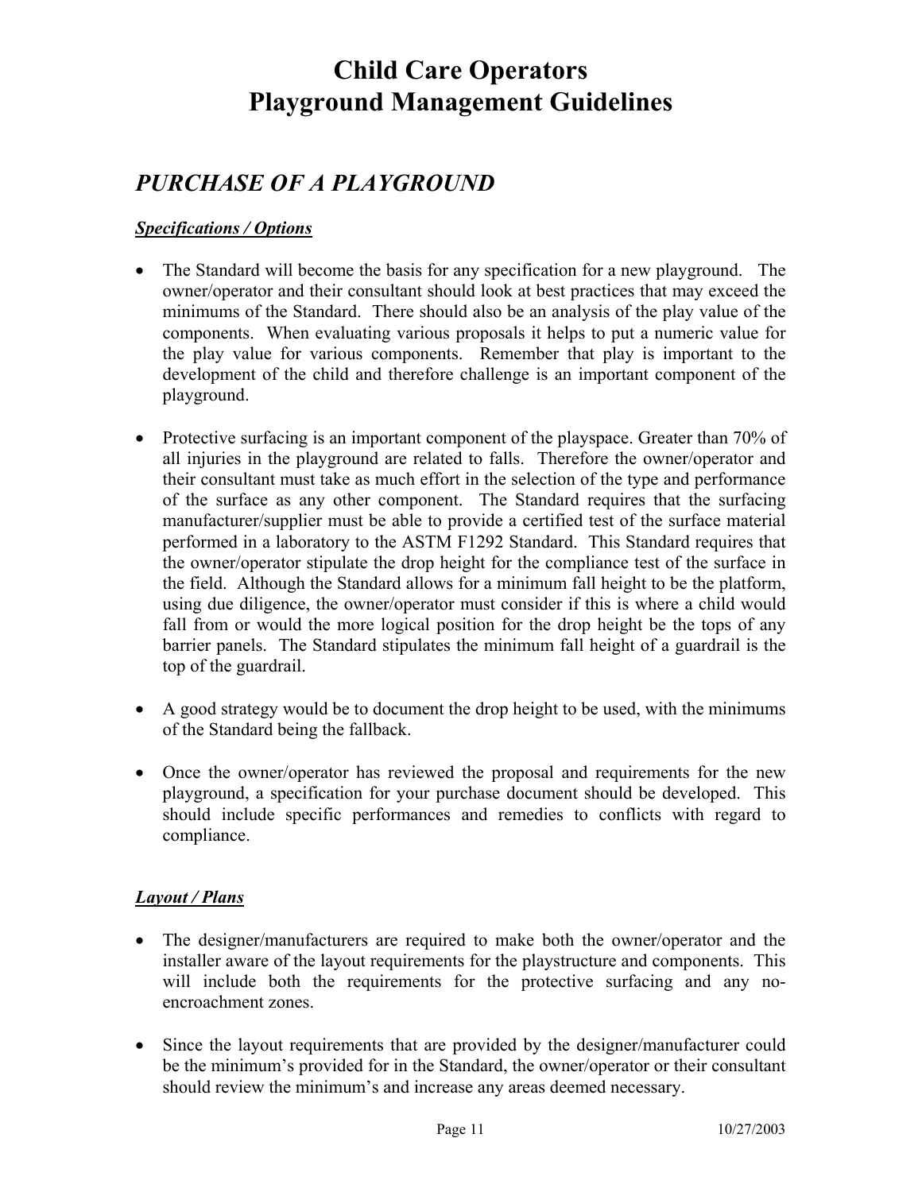# Child Care Operators
# Playground Management Guidelines

## *PURCHASE OF A PLAYGROUND*

### ***Specifications / Options***

- The Standard will become the basis for any specification for a new playground. The owner/operator and their consultant should look at best practices that may exceed the minimums of the Standard. There should also be an analysis of the play value of the components. When evaluating various proposals it helps to put a numeric value for the play value for various components. Remember that play is important to the development of the child and therefore challenge is an important component of the playground.

- Protective surfacing is an important component of the playspace. Greater than 70% of all injuries in the playground are related to falls. Therefore the owner/operator and their consultant must take as much effort in the selection of the type and performance of the surface as any other component. The Standard requires that the surfacing manufacturer/supplier must be able to provide a certified test of the surface material performed in a laboratory to the ASTM F1292 Standard. This Standard requires that the owner/operator stipulate the drop height for the compliance test of the surface in the field. Although the Standard allows for a minimum fall height to be the platform, using due diligence, the owner/operator must consider if this is where a child would fall from or would the more logical position for the drop height be the tops of any barrier panels. The Standard stipulates the minimum fall height of a guardrail is the top of the guardrail.

- A good strategy would be to document the drop height to be used, with the minimums of the Standard being the fallback.

- Once the owner/operator has reviewed the proposal and requirements for the new playground, a specification for your purchase document should be developed. This should include specific performances and remedies to conflicts with regard to compliance.

### ***Layout / Plans***

- The designer/manufacturers are required to make both the owner/operator and the installer aware of the layout requirements for the playstructure and components. This will include both the requirements for the protective surfacing and any no-encroachment zones.

- Since the layout requirements that are provided by the designer/manufacturer could be the minimum's provided for in the Standard, the owner/operator or their consultant should review the minimum's and increase any areas deemed necessary.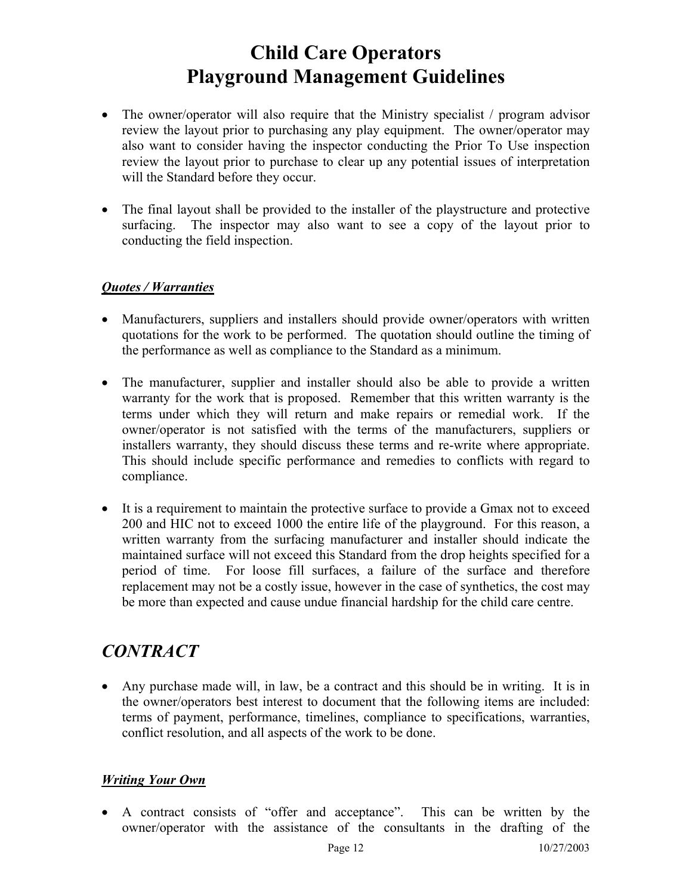- The owner/operator will also require that the Ministry specialist / program advisor review the layout prior to purchasing any play equipment. The owner/operator may also want to consider having the inspector conducting the Prior To Use inspection review the layout prior to purchase to clear up any potential issues of interpretation will the Standard before they occur.

- The final layout shall be provided to the installer of the playstructure and protective surfacing. The inspector may also want to see a copy of the layout prior to conducting the field inspection.

### ***Quotes / Warranties***

- Manufacturers, suppliers and installers should provide owner/operators with written quotations for the work to be performed. The quotation should outline the timing of the performance as well as compliance to the Standard as a minimum.

- The manufacturer, supplier and installer should also be able to provide a written warranty for the work that is proposed. Remember that this written warranty is the terms under which they will return and make repairs or remedial work. If the owner/operator is not satisfied with the terms of the manufacturers, suppliers or installers warranty, they should discuss these terms and re-write where appropriate. This should include specific performance and remedies to conflicts with regard to compliance.

- It is a requirement to maintain the protective surface to provide a Gmax not to exceed 200 and HIC not to exceed 1000 the entire life of the playground. For this reason, a written warranty from the surfacing manufacturer and installer should indicate the maintained surface will not exceed this Standard from the drop heights specified for a period of time. For loose fill surfaces, a failure of the surface and therefore replacement may not be a costly issue, however in the case of synthetics, the cost may be more than expected and cause undue financial hardship for the child care centre.

## *CONTRACT*

- Any purchase made will, in law, be a contract and this should be in writing. It is in the owner/operators best interest to document that the following items are included: terms of payment, performance, timelines, compliance to specifications, warranties, conflict resolution, and all aspects of the work to be done.

### ***Writing Your Own***

- A contract consists of "offer and acceptance". This can be written by the owner/operator with the assistance of the consultants in the drafting of the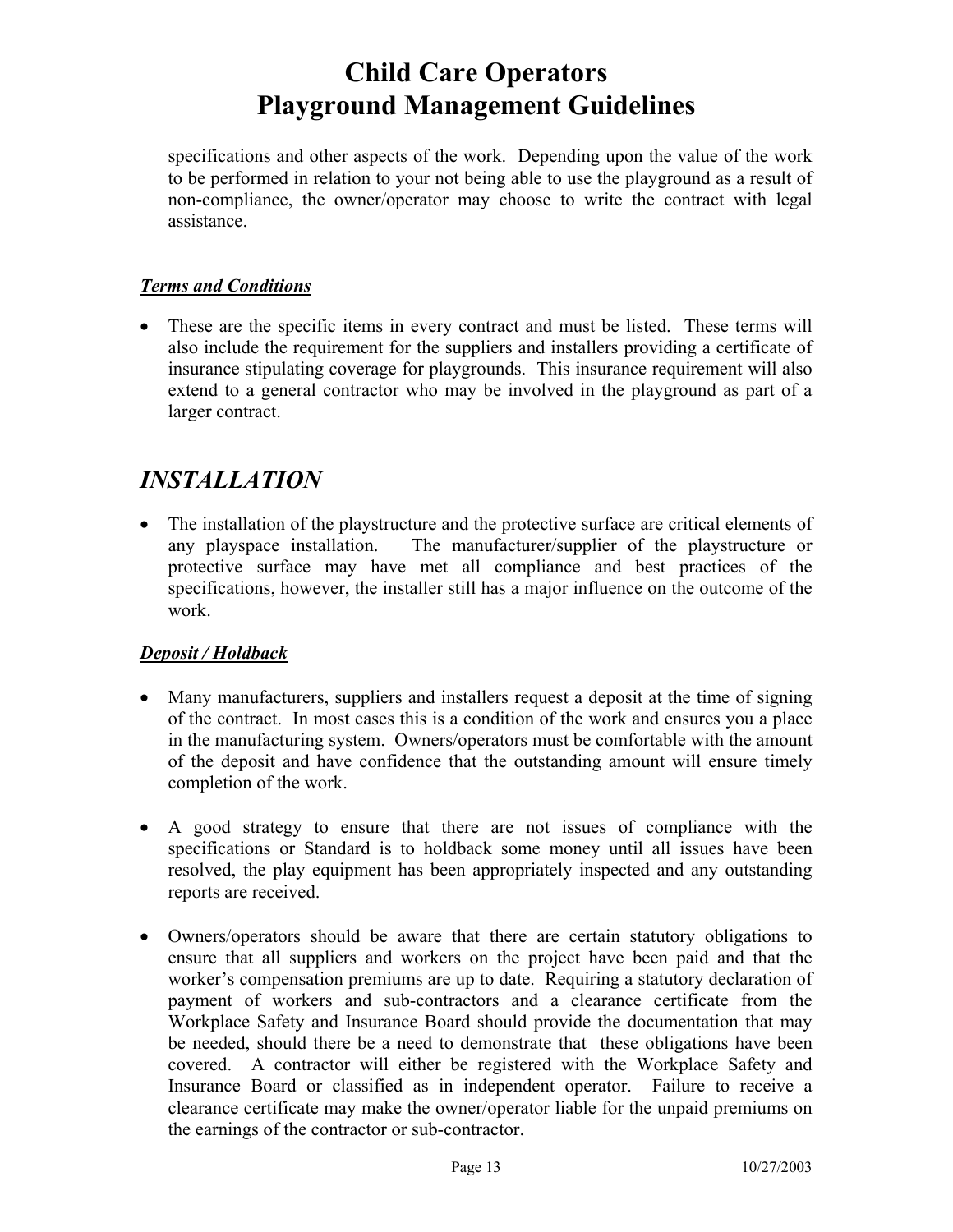specifications and other aspects of the work. Depending upon the value of the work to be performed in relation to your not being able to use the playground as a result of non-compliance, the owner/operator may choose to write the contract with legal assistance.

### ***Terms and Conditions***

- These are the specific items in every contract and must be listed. These terms will also include the requirement for the suppliers and installers providing a certificate of insurance stipulating coverage for playgrounds. This insurance requirement will also extend to a general contractor who may be involved in the playground as part of a larger contract.

## *INSTALLATION*

- The installation of the playstructure and the protective surface are critical elements of any playspace installation. The manufacturer/supplier of the playstructure or protective surface may have met all compliance and best practices of the specifications, however, the installer still has a major influence on the outcome of the work.

### ***Deposit / Holdback***

- Many manufacturers, suppliers and installers request a deposit at the time of signing of the contract. In most cases this is a condition of the work and ensures you a place in the manufacturing system. Owners/operators must be comfortable with the amount of the deposit and have confidence that the outstanding amount will ensure timely completion of the work.

- A good strategy to ensure that there are not issues of compliance with the specifications or Standard is to holdback some money until all issues have been resolved, the play equipment has been appropriately inspected and any outstanding reports are received.

- Owners/operators should be aware that there are certain statutory obligations to ensure that all suppliers and workers on the project have been paid and that the worker's compensation premiums are up to date. Requiring a statutory declaration of payment of workers and sub-contractors and a clearance certificate from the Workplace Safety and Insurance Board should provide the documentation that may be needed, should there be a need to demonstrate that these obligations have been covered. A contractor will either be registered with the Workplace Safety and Insurance Board or classified as in independent operator. Failure to receive a clearance certificate may make the owner/operator liable for the unpaid premiums on the earnings of the contractor or sub-contractor.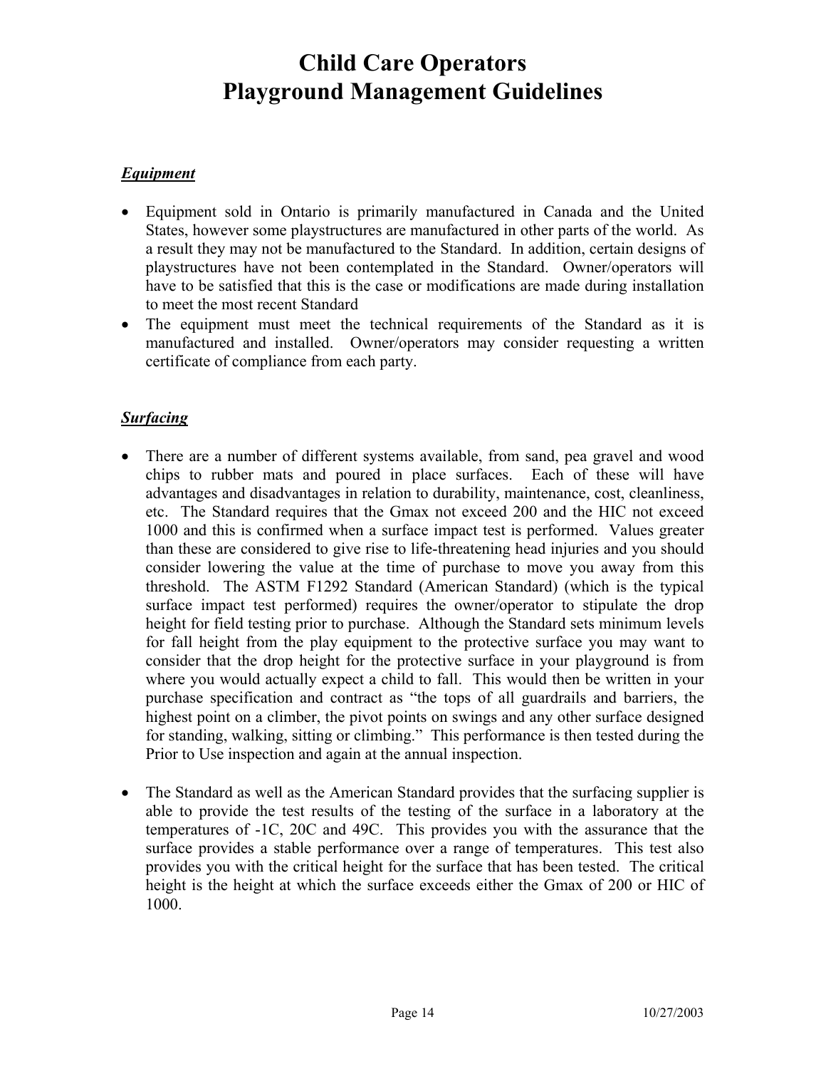# Child Care Operators
# Playground Management Guidelines

***Equipment***

- Equipment sold in Ontario is primarily manufactured in Canada and the United States, however some playstructures are manufactured in other parts of the world. As a result they may not be manufactured to the Standard. In addition, certain designs of playstructures have not been contemplated in the Standard. Owner/operators will have to be satisfied that this is the case or modifications are made during installation to meet the most recent Standard
- The equipment must meet the technical requirements of the Standard as it is manufactured and installed. Owner/operators may consider requesting a written certificate of compliance from each party.

***Surfacing***

- There are a number of different systems available, from sand, pea gravel and wood chips to rubber mats and poured in place surfaces. Each of these will have advantages and disadvantages in relation to durability, maintenance, cost, cleanliness, etc. The Standard requires that the Gmax not exceed 200 and the HIC not exceed 1000 and this is confirmed when a surface impact test is performed. Values greater than these are considered to give rise to life-threatening head injuries and you should consider lowering the value at the time of purchase to move you away from this threshold. The ASTM F1292 Standard (American Standard) (which is the typical surface impact test performed) requires the owner/operator to stipulate the drop height for field testing prior to purchase. Although the Standard sets minimum levels for fall height from the play equipment to the protective surface you may want to consider that the drop height for the protective surface in your playground is from where you would actually expect a child to fall. This would then be written in your purchase specification and contract as "the tops of all guardrails and barriers, the highest point on a climber, the pivot points on swings and any other surface designed for standing, walking, sitting or climbing." This performance is then tested during the Prior to Use inspection and again at the annual inspection.

- The Standard as well as the American Standard provides that the surfacing supplier is able to provide the test results of the testing of the surface in a laboratory at the temperatures of -1C, 20C and 49C. This provides you with the assurance that the surface provides a stable performance over a range of temperatures. This test also provides you with the critical height for the surface that has been tested. The critical height is the height at which the surface exceeds either the Gmax of 200 or HIC of 1000.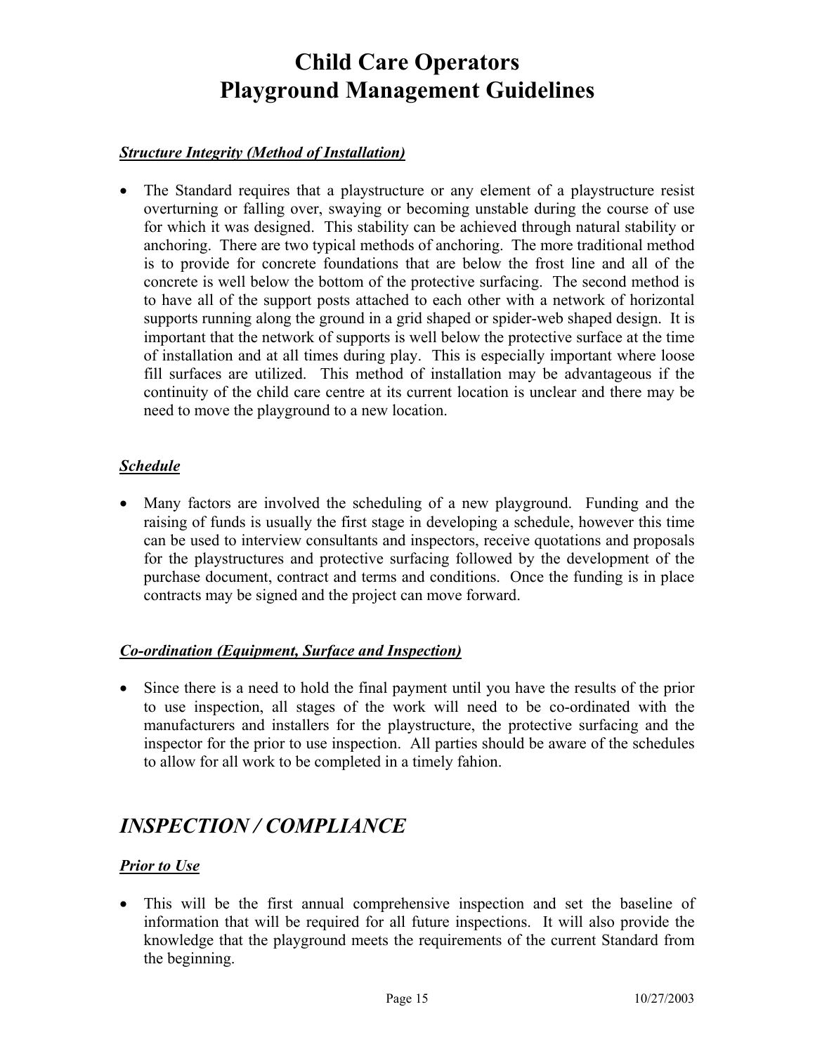# Child Care Operators
# Playground Management Guidelines

***Structure Integrity (Method of Installation)***

- The Standard requires that a playstructure or any element of a playstructure resist overturning or falling over, swaying or becoming unstable during the course of use for which it was designed. This stability can be achieved through natural stability or anchoring. There are two typical methods of anchoring. The more traditional method is to provide for concrete foundations that are below the frost line and all of the concrete is well below the bottom of the protective surfacing. The second method is to have all of the support posts attached to each other with a network of horizontal supports running along the ground in a grid shaped or spider-web shaped design. It is important that the network of supports is well below the protective surface at the time of installation and at all times during play. This is especially important where loose fill surfaces are utilized. This method of installation may be advantageous if the continuity of the child care centre at its current location is unclear and there may be need to move the playground to a new location.

***Schedule***

- Many factors are involved the scheduling of a new playground. Funding and the raising of funds is usually the first stage in developing a schedule, however this time can be used to interview consultants and inspectors, receive quotations and proposals for the playstructures and protective surfacing followed by the development of the purchase document, contract and terms and conditions. Once the funding is in place contracts may be signed and the project can move forward.

***Co-ordination (Equipment, Surface and Inspection)***

- Since there is a need to hold the final payment until you have the results of the prior to use inspection, all stages of the work will need to be co-ordinated with the manufacturers and installers for the playstructure, the protective surfacing and the inspector for the prior to use inspection. All parties should be aware of the schedules to allow for all work to be completed in a timely fahion.

## *INSPECTION / COMPLIANCE*

***Prior to Use***

- This will be the first annual comprehensive inspection and set the baseline of information that will be required for all future inspections. It will also provide the knowledge that the playground meets the requirements of the current Standard from the beginning.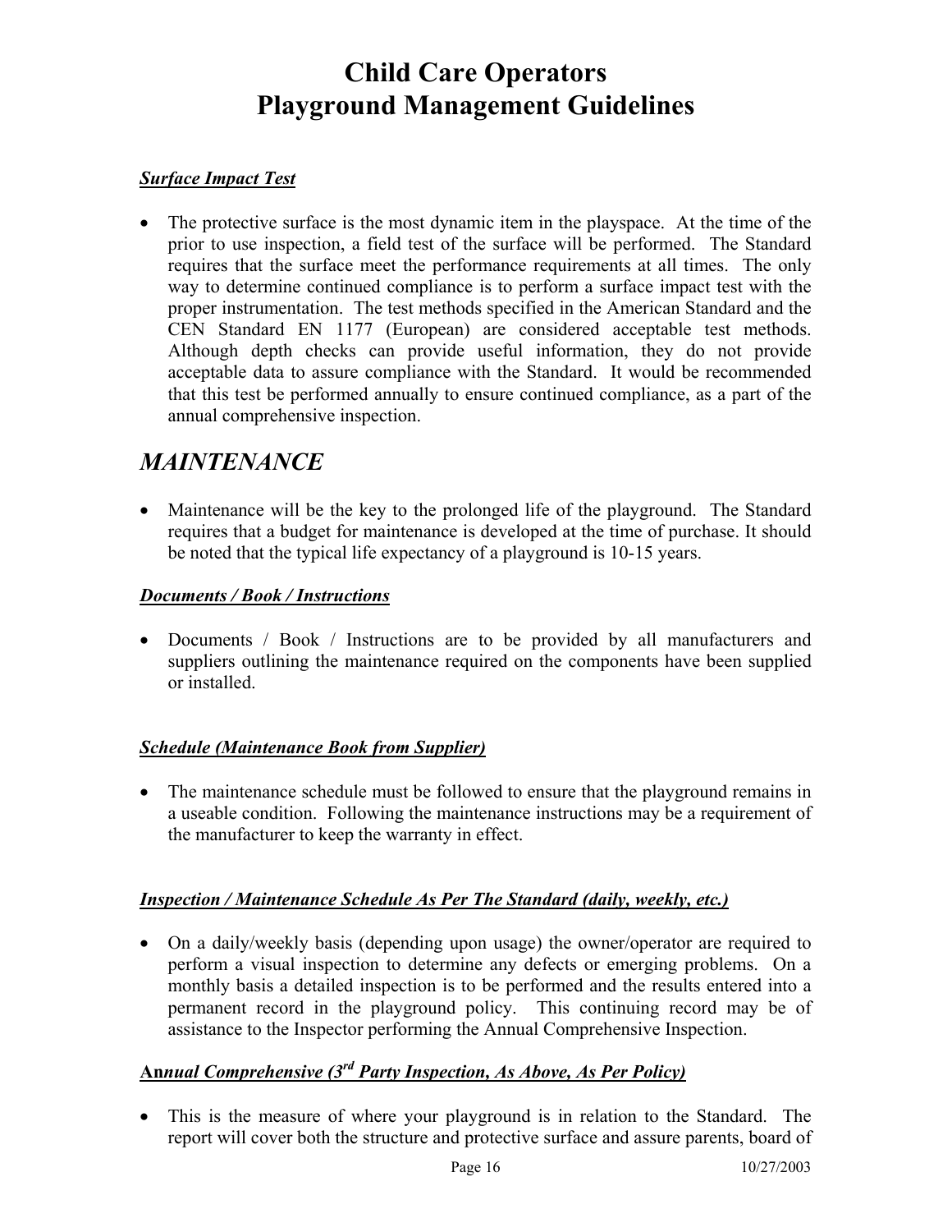# Child Care Operators
# Playground Management Guidelines

***Surface Impact Test***

- The protective surface is the most dynamic item in the playspace. At the time of the prior to use inspection, a field test of the surface will be performed. The Standard requires that the surface meet the performance requirements at all times. The only way to determine continued compliance is to perform a surface impact test with the proper instrumentation. The test methods specified in the American Standard and the CEN Standard EN 1177 (European) are considered acceptable test methods. Although depth checks can provide useful information, they do not provide acceptable data to assure compliance with the Standard. It would be recommended that this test be performed annually to ensure continued compliance, as a part of the annual comprehensive inspection.

## *MAINTENANCE*

- Maintenance will be the key to the prolonged life of the playground. The Standard requires that a budget for maintenance is developed at the time of purchase. It should be noted that the typical life expectancy of a playground is 10-15 years.

***Documents / Book / Instructions***

- Documents / Book / Instructions are to be provided by all manufacturers and suppliers outlining the maintenance required on the components have been supplied or installed.

***Schedule (Maintenance Book from Supplier)***

- The maintenance schedule must be followed to ensure that the playground remains in a useable condition. Following the maintenance instructions may be a requirement of the manufacturer to keep the warranty in effect.

***Inspection / Maintenance Schedule As Per The Standard (daily, weekly, etc.)***

- On a daily/weekly basis (depending upon usage) the owner/operator are required to perform a visual inspection to determine any defects or emerging problems. On a monthly basis a detailed inspection is to be performed and the results entered into a permanent record in the playground policy. This continuing record may be of assistance to the Inspector performing the Annual Comprehensive Inspection.

***Annual Comprehensive (3rd Party Inspection, As Above, As Per Policy)***

- This is the measure of where your playground is in relation to the Standard. The report will cover both the structure and protective surface and assure parents, board of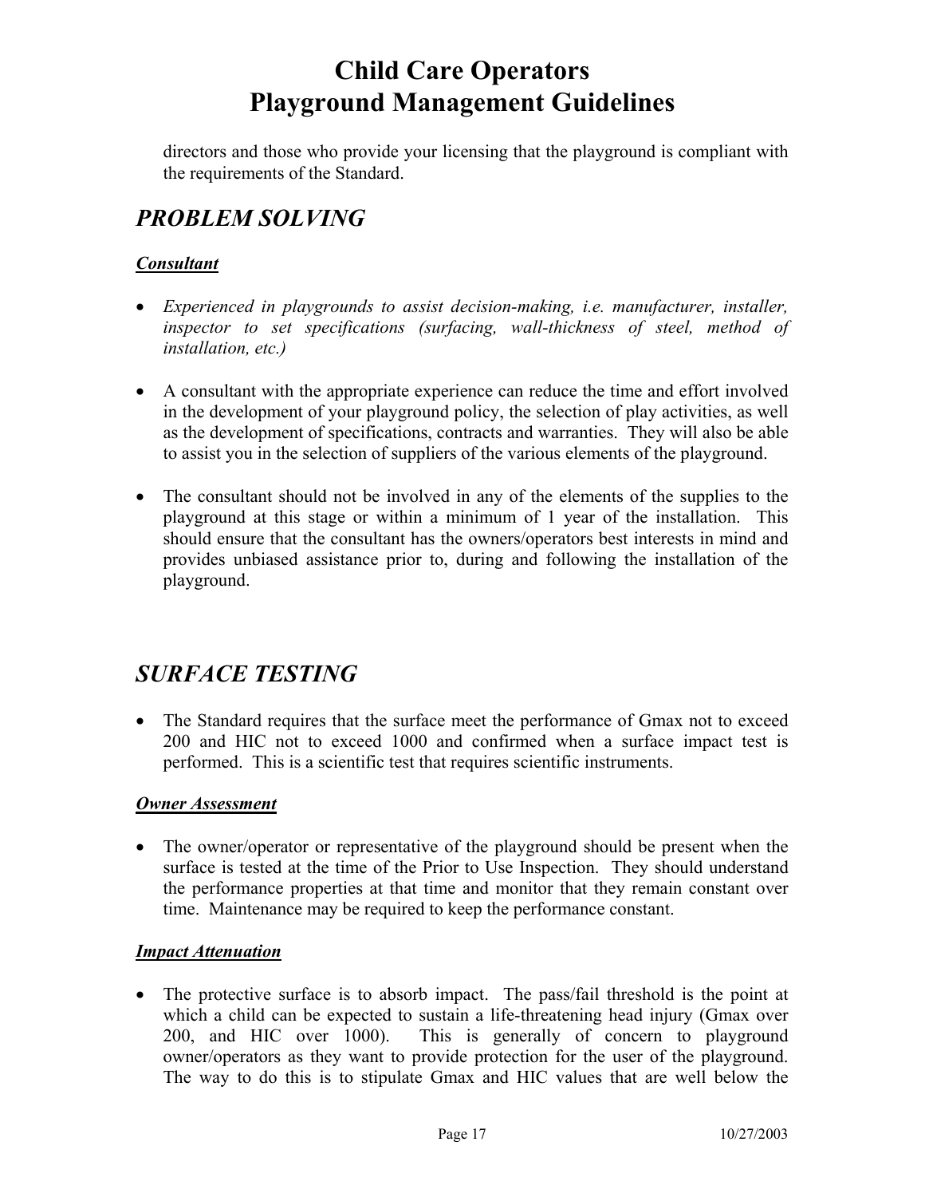directors and those who provide your licensing that the playground is compliant with the requirements of the Standard.

## *PROBLEM SOLVING*

***Consultant***

- *Experienced in playgrounds to assist decision-making, i.e. manufacturer, installer, inspector to set specifications (surfacing, wall-thickness of steel, method of installation, etc.)*

- A consultant with the appropriate experience can reduce the time and effort involved in the development of your playground policy, the selection of play activities, as well as the development of specifications, contracts and warranties. They will also be able to assist you in the selection of suppliers of the various elements of the playground.

- The consultant should not be involved in any of the elements of the supplies to the playground at this stage or within a minimum of 1 year of the installation. This should ensure that the consultant has the owners/operators best interests in mind and provides unbiased assistance prior to, during and following the installation of the playground.

## *SURFACE TESTING*

- The Standard requires that the surface meet the performance of Gmax not to exceed 200 and HIC not to exceed 1000 and confirmed when a surface impact test is performed. This is a scientific test that requires scientific instruments.

***Owner Assessment***

- The owner/operator or representative of the playground should be present when the surface is tested at the time of the Prior to Use Inspection. They should understand the performance properties at that time and monitor that they remain constant over time. Maintenance may be required to keep the performance constant.

***Impact Attenuation***

- The protective surface is to absorb impact. The pass/fail threshold is the point at which a child can be expected to sustain a life-threatening head injury (Gmax over 200, and HIC over 1000). This is generally of concern to playground owner/operators as they want to provide protection for the user of the playground. The way to do this is to stipulate Gmax and HIC values that are well below the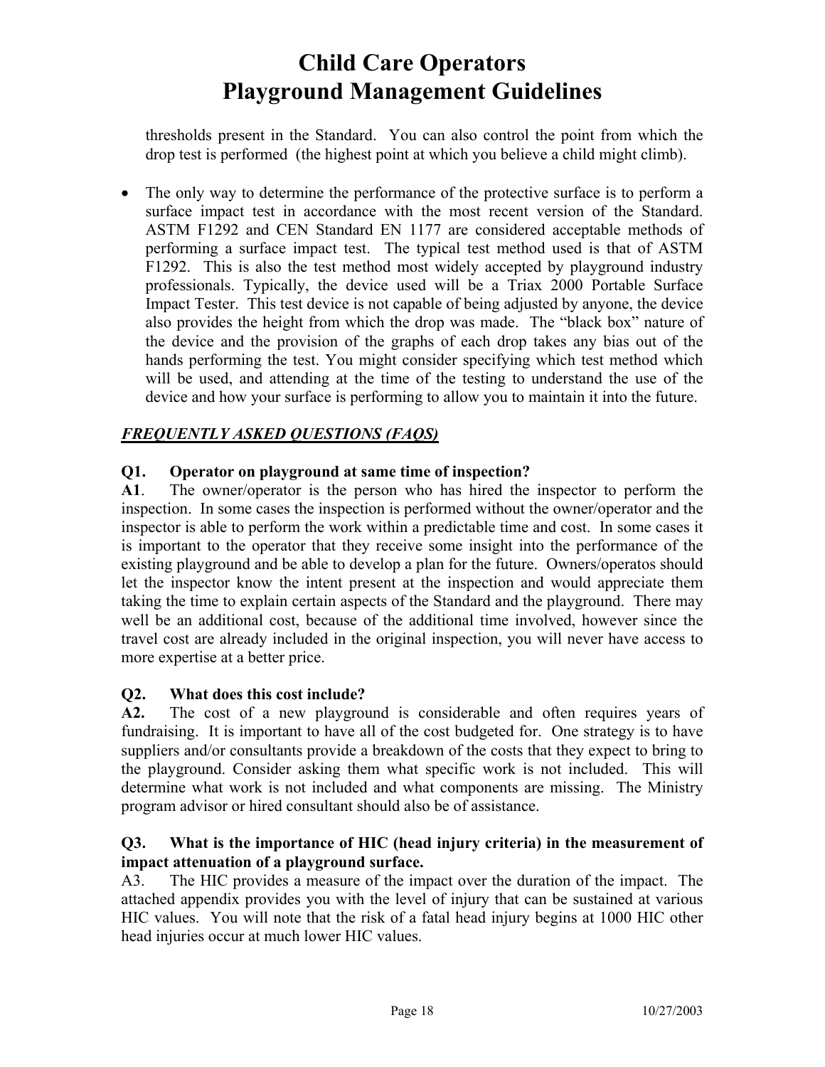thresholds present in the Standard. You can also control the point from which the drop test is performed (the highest point at which you believe a child might climb).

- The only way to determine the performance of the protective surface is to perform a surface impact test in accordance with the most recent version of the Standard. ASTM F1292 and CEN Standard EN 1177 are considered acceptable methods of performing a surface impact test. The typical test method used is that of ASTM F1292. This is also the test method most widely accepted by playground industry professionals. Typically, the device used will be a Triax 2000 Portable Surface Impact Tester. This test device is not capable of being adjusted by anyone, the device also provides the height from which the drop was made. The "black box" nature of the device and the provision of the graphs of each drop takes any bias out of the hands performing the test. You might consider specifying which test method which will be used, and attending at the time of the testing to understand the use of the device and how your surface is performing to allow you to maintain it into the future.

***FREQUENTLY ASKED QUESTIONS (FAQS)***

**Q1. Operator on playground at same time of inspection?**

**A1**. The owner/operator is the person who has hired the inspector to perform the inspection. In some cases the inspection is performed without the owner/operator and the inspector is able to perform the work within a predictable time and cost. In some cases it is important to the operator that they receive some insight into the performance of the existing playground and be able to develop a plan for the future. Owners/operatos should let the inspector know the intent present at the inspection and would appreciate them taking the time to explain certain aspects of the Standard and the playground. There may well be an additional cost, because of the additional time involved, however since the travel cost are already included in the original inspection, you will never have access to more expertise at a better price.

**Q2. What does this cost include?**

**A2.** The cost of a new playground is considerable and often requires years of fundraising. It is important to have all of the cost budgeted for. One strategy is to have suppliers and/or consultants provide a breakdown of the costs that they expect to bring to the playground. Consider asking them what specific work is not included. This will determine what work is not included and what components are missing. The Ministry program advisor or hired consultant should also be of assistance.

**Q3. What is the importance of HIC (head injury criteria) in the measurement of impact attenuation of a playground surface.**

A3. The HIC provides a measure of the impact over the duration of the impact. The attached appendix provides you with the level of injury that can be sustained at various HIC values. You will note that the risk of a fatal head injury begins at 1000 HIC other head injuries occur at much lower HIC values.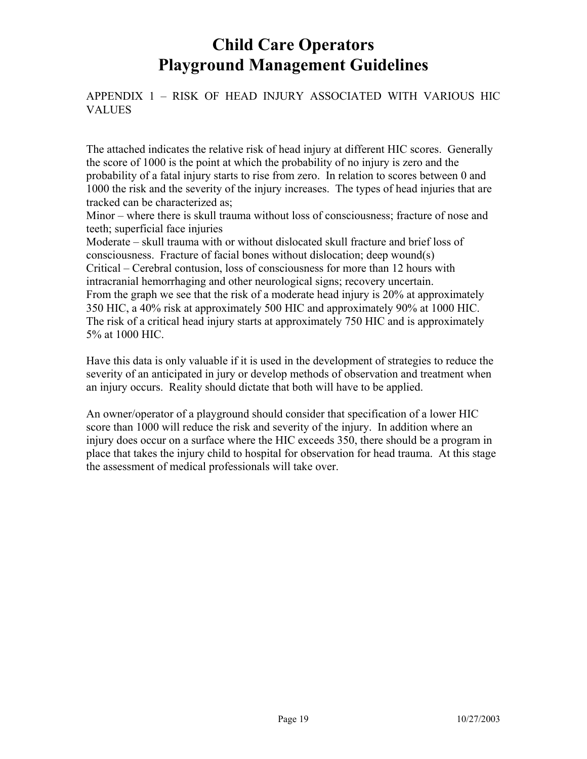# Child Care Operators
# Playground Management Guidelines

APPENDIX 1 – RISK OF HEAD INJURY ASSOCIATED WITH VARIOUS HIC VALUES

The attached indicates the relative risk of head injury at different HIC scores. Generally the score of 1000 is the point at which the probability of no injury is zero and the probability of a fatal injury starts to rise from zero. In relation to scores between 0 and 1000 the risk and the severity of the injury increases. The types of head injuries that are tracked can be characterized as;

Minor – where there is skull trauma without loss of consciousness; fracture of nose and teeth; superficial face injuries

Moderate – skull trauma with or without dislocated skull fracture and brief loss of consciousness. Fracture of facial bones without dislocation; deep wound(s)

Critical – Cerebral contusion, loss of consciousness for more than 12 hours with intracranial hemorrhaging and other neurological signs; recovery uncertain.

From the graph we see that the risk of a moderate head injury is 20% at approximately 350 HIC, a 40% risk at approximately 500 HIC and approximately 90% at 1000 HIC. The risk of a critical head injury starts at approximately 750 HIC and is approximately 5% at 1000 HIC.

Have this data is only valuable if it is used in the development of strategies to reduce the severity of an anticipated in jury or develop methods of observation and treatment when an injury occurs. Reality should dictate that both will have to be applied.

An owner/operator of a playground should consider that specification of a lower HIC score than 1000 will reduce the risk and severity of the injury. In addition where an injury does occur on a surface where the HIC exceeds 350, there should be a program in place that takes the injury child to hospital for observation for head trauma. At this stage the assessment of medical professionals will take over.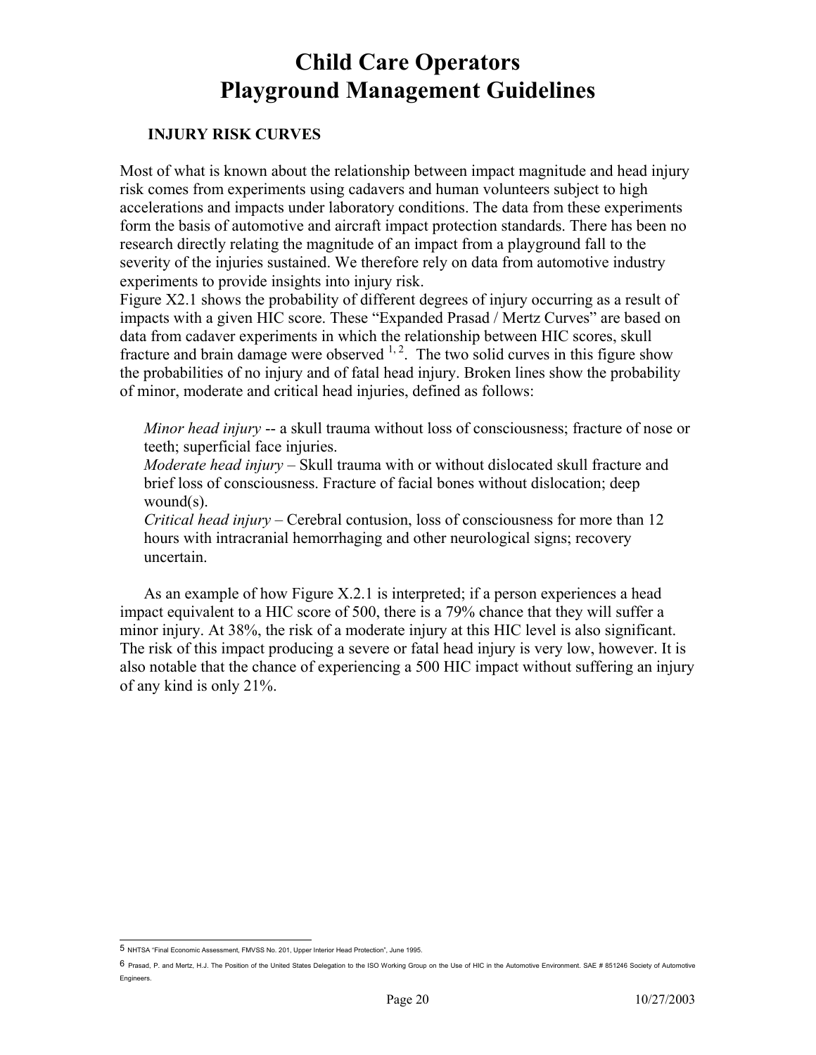# Child Care Operators Playground Management Guidelines

## INJURY RISK CURVES

Most of what is known about the relationship between impact magnitude and head injury risk comes from experiments using cadavers and human volunteers subject to high accelerations and impacts under laboratory conditions. The data from these experiments form the basis of automotive and aircraft impact protection standards. There has been no research directly relating the magnitude of an impact from a playground fall to the severity of the injuries sustained. We therefore rely on data from automotive industry experiments to provide insights into injury risk.

Figure X2.1 shows the probability of different degrees of injury occurring as a result of impacts with a given HIC score. These "Expanded Prasad / Mertz Curves" are based on data from cadaver experiments in which the relationship between HIC scores, skull fracture and brain damage were observed [1, 2]. The two solid curves in this figure show the probabilities of no injury and of fatal head injury. Broken lines show the probability of minor, moderate and critical head injuries, defined as follows:

*Minor head injury* -- a skull trauma without loss of consciousness; fracture of nose or teeth; superficial face injuries.

*Moderate head injury* – Skull trauma with or without dislocated skull fracture and brief loss of consciousness. Fracture of facial bones without dislocation; deep wound(s).

*Critical head injury* – Cerebral contusion, loss of consciousness for more than 12 hours with intracranial hemorrhaging and other neurological signs; recovery uncertain.

As an example of how Figure X.2.1 is interpreted; if a person experiences a head impact equivalent to a HIC score of 500, there is a 79% chance that they will suffer a minor injury. At 38%, the risk of a moderate injury at this HIC level is also significant. The risk of this impact producing a severe or fatal head injury is very low, however. It is also notable that the chance of experiencing a 500 HIC impact without suffering an injury of any kind is only 21%.

---

5 NHTSA "Final Economic Assessment, FMVSS No. 201, Upper Interior Head Protection", June 1995.

6 Prasad, P. and Mertz, H.J. The Position of the United States Delegation to the ISO Working Group on the Use of HIC in the Automotive Environment. SAE # 851246 Society of Automotive Engineers.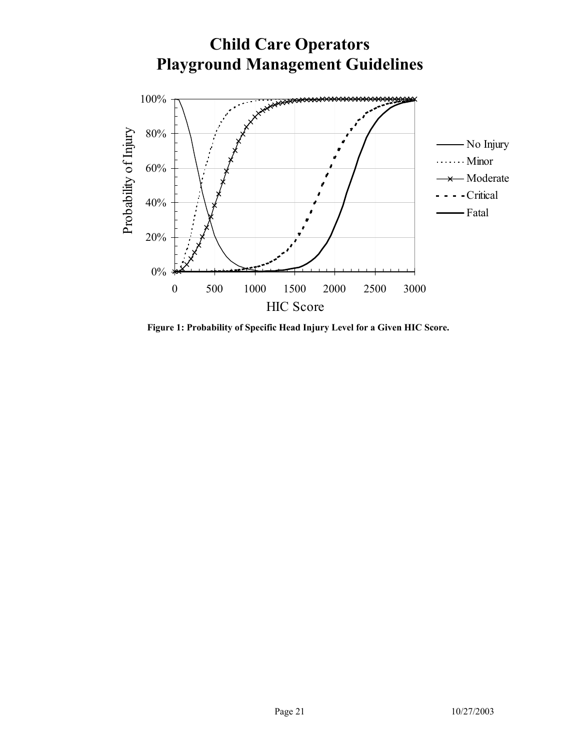# Child Care Operators
# Playground Management Guidelines

100%
80%
60%
40%
20%
0%

Probability of Injury

0
500
1000
1500
2000
2500
3000

HIC Score

No Injury
Minor
Moderate
Critical
Fatal

**Figure 1: Probability of Specific Head Injury Level for a Given HIC Score.**